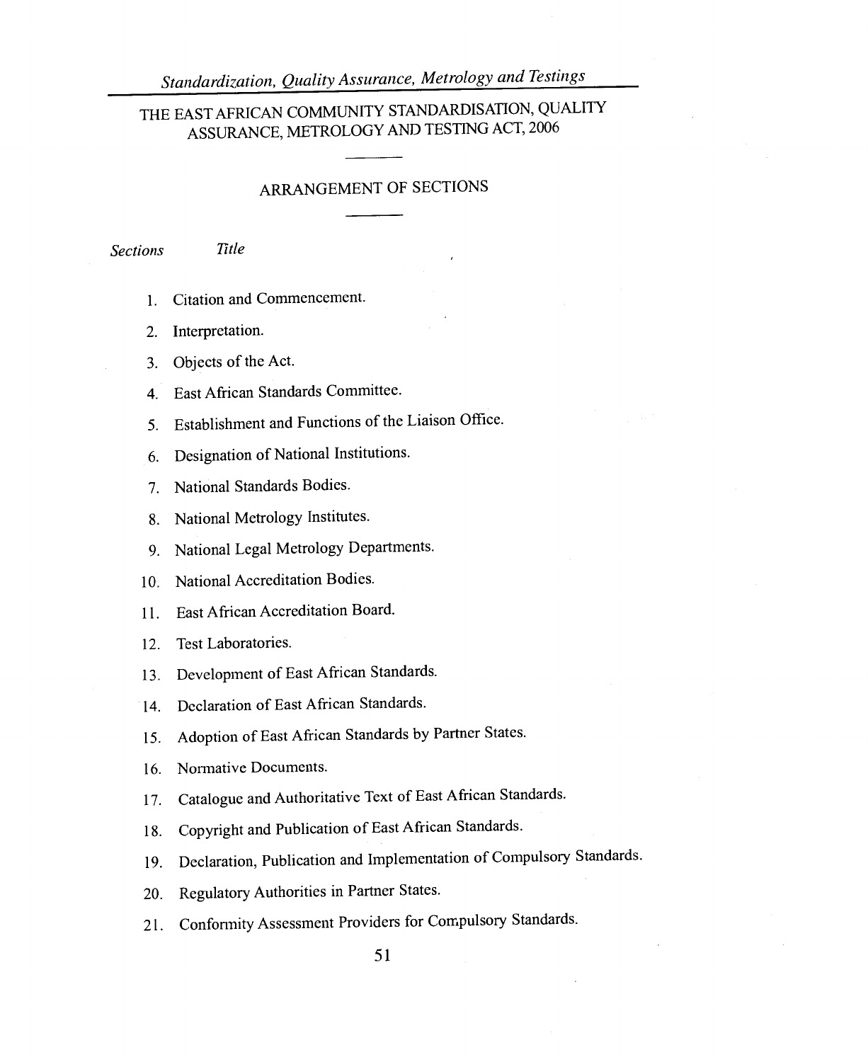# THE EAST AFRICAN COMMUNITY STANDARDISATION, QUALITY ASSURANCE, METROLOGY AND TESTING ACT, 2006

## ARRANGEMENT OF SECTIONS

*Sections* *Title*

1. Citation and Commencement.
2. Interpretation.
3. Objects of the Act.
4. East African Standards Committee.
5. Establishment and Functions of the Liaison Office.
6. Designation of National Institutions.
7. National Standards Bodies.
8. National Metrology Institutes.
9. National Legal Metrology Departments.
10. National Accreditation Bodies.
11. East African Accreditation Board.
12. Test Laboratories.
13. Development of East African Standards.
14. Declaration of East African Standards.
15. Adoption of East African Standards by Partner States.
16. Normative Documents.
17. Catalogue and Authoritative Text of East African Standards.
18. Copyright and Publication of East African Standards.
19. Declaration, Publication and Implementation of Compulsory Standards.
20. Regulatory Authorities in Partner States.
21. Conformity Assessment Providers for Compulsory Standards.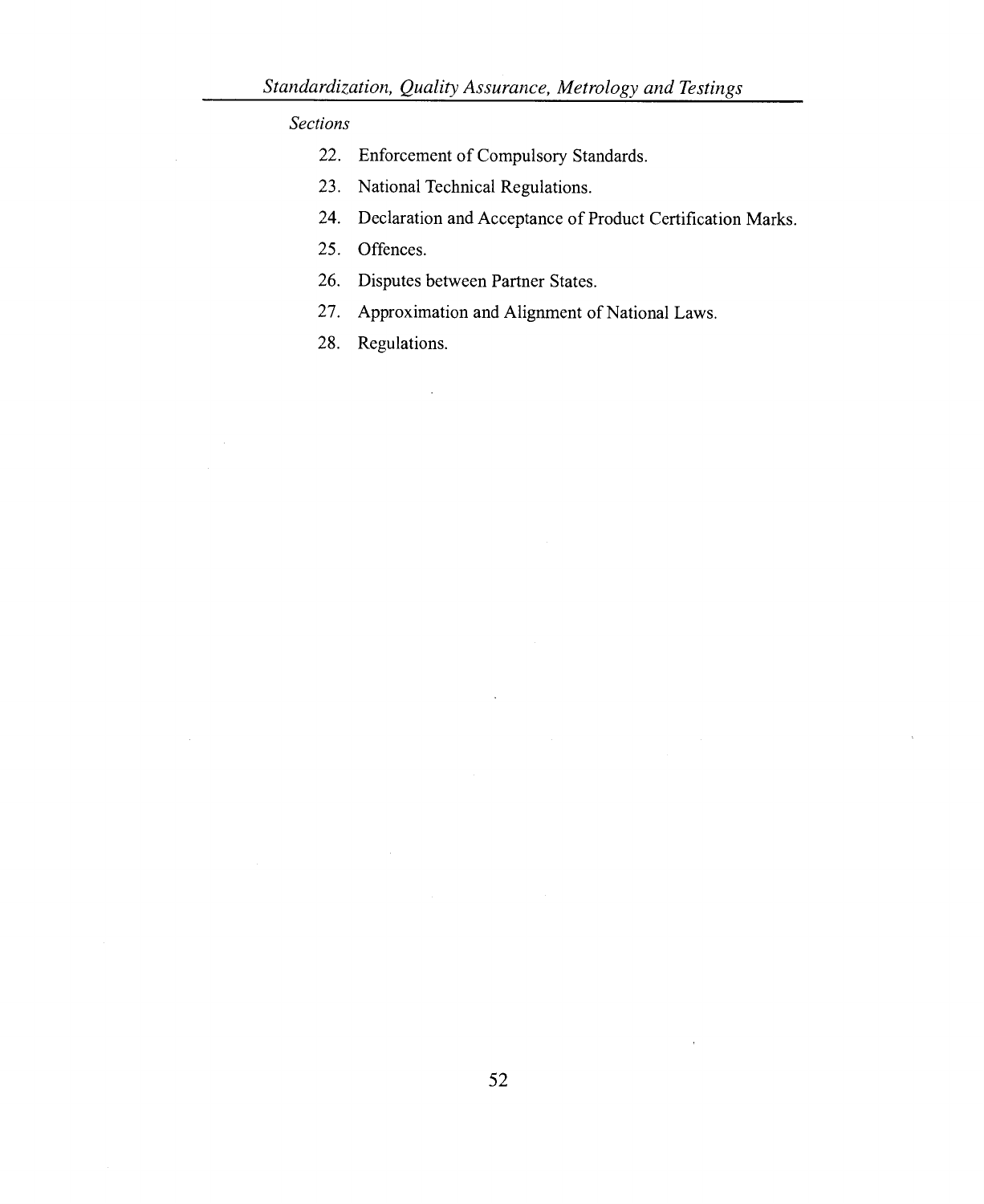*Sections*

22. Enforcement of Compulsory Standards.
23. National Technical Regulations.
24. Declaration and Acceptance of Product Certification Marks.
25. Offences.
26. Disputes between Partner States.
27. Approximation and Alignment of National Laws.
28. Regulations.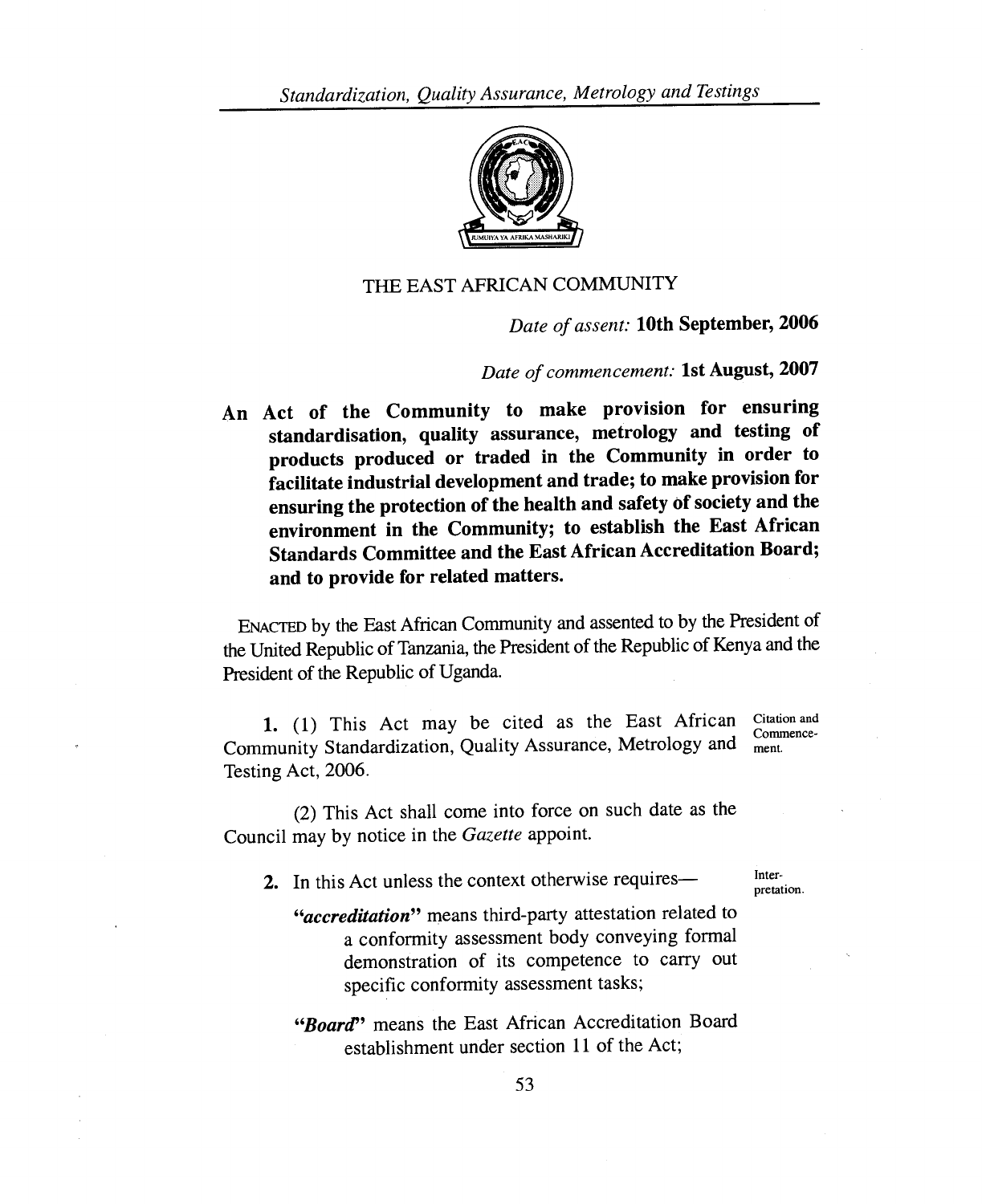# THE EAST AFRICAN COMMUNITY

*Date of assent:* **10th September, 2006**

*Date of commencement:* **1st August, 2007**

**An Act of the Community to make provision for ensuring standardisation, quality assurance, metrology and testing of products produced or traded in the Community in order to facilitate industrial development and trade; to make provision for ensuring the protection of the health and safety of society and the environment in the Community; to establish the East African Standards Committee and the East African Accreditation Board; and to provide for related matters.**

ENACTED by the East African Community and assented to by the President of the United Republic of Tanzania, the President of the Republic of Kenya and the President of the Republic of Uganda.

Citation and Commencement.

**1.** (1) This Act may be cited as the East African Community Standardization, Quality Assurance, Metrology and Testing Act, 2006.

(2) This Act shall come into force on such date as the Council may by notice in the *Gazette* appoint.

Interpretation.

**2.** In this Act unless the context otherwise requires—

***"accreditation"*** means third-party attestation related to a conformity assessment body conveying formal demonstration of its competence to carry out specific conformity assessment tasks;

***"Board"*** means the East African Accreditation Board establishment under section 11 of the Act;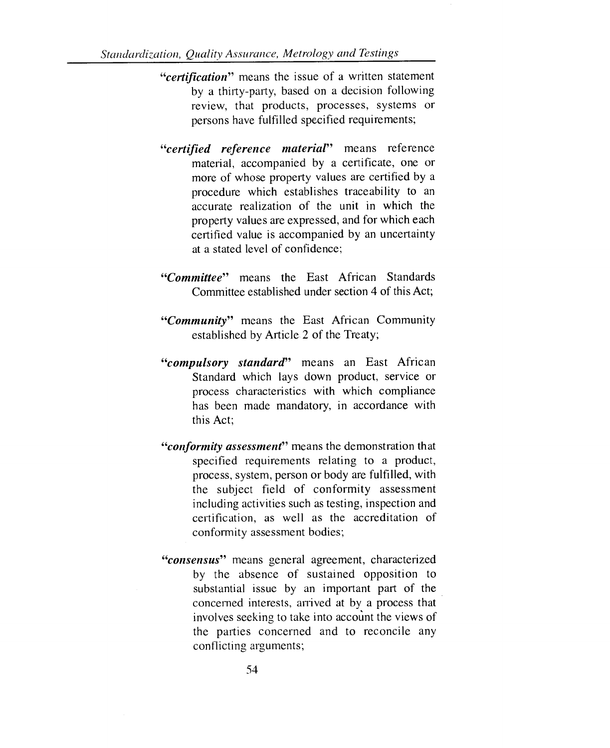"***certification***" means the issue of a written statement by a thirty-party, based on a decision following review, that products, processes, systems or persons have fulfilled specified requirements;

"***certified reference material***" means reference material, accompanied by a certificate, one or more of whose property values are certified by a procedure which establishes traceability to an accurate realization of the unit in which the property values are expressed, and for which each certified value is accompanied by an uncertainty at a stated level of confidence;

"***Committee***" means the East African Standards Committee established under section 4 of this Act;

"***Community***" means the East African Community established by Article 2 of the Treaty;

"***compulsory standard***" means an East African Standard which lays down product, service or process characteristics with which compliance has been made mandatory, in accordance with this Act;

"***conformity assessment***" means the demonstration that specified requirements relating to a product, process, system, person or body are fulfilled, with the subject field of conformity assessment including activities such as testing, inspection and certification, as well as the accreditation of conformity assessment bodies;

"***consensus***" means general agreement, characterized by the absence of sustained opposition to substantial issue by an important part of the concerned interests, arrived at by a process that involves seeking to take into account the views of the parties concerned and to reconcile any conflicting arguments;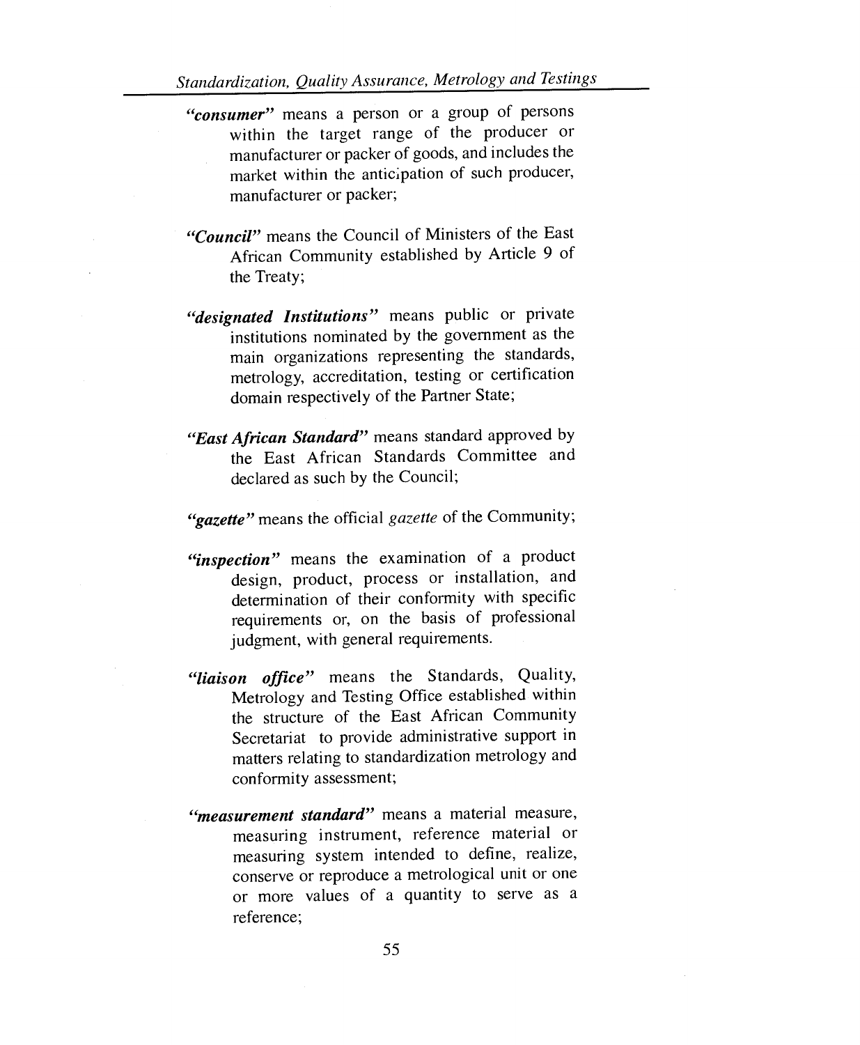***"consumer"*** means a person or a group of persons within the target range of the producer or manufacturer or packer of goods, and includes the market within the anticipation of such producer, manufacturer or packer;

***"Council"*** means the Council of Ministers of the East African Community established by Article 9 of the Treaty;

***"designated Institutions"*** means public or private institutions nominated by the government as the main organizations representing the standards, metrology, accreditation, testing or certification domain respectively of the Partner State;

***"East African Standard"*** means standard approved by the East African Standards Committee and declared as such by the Council;

***"gazette"*** means the official *gazette* of the Community;

***"inspection"*** means the examination of a product design, product, process or installation, and determination of their conformity with specific requirements or, on the basis of professional judgment, with general requirements.

***"liaison office"*** means the Standards, Quality, Metrology and Testing Office established within the structure of the East African Community Secretariat to provide administrative support in matters relating to standardization metrology and conformity assessment;

***"measurement standard"*** means a material measure, measuring instrument, reference material or measuring system intended to define, realize, conserve or reproduce a metrological unit or one or more values of a quantity to serve as a reference;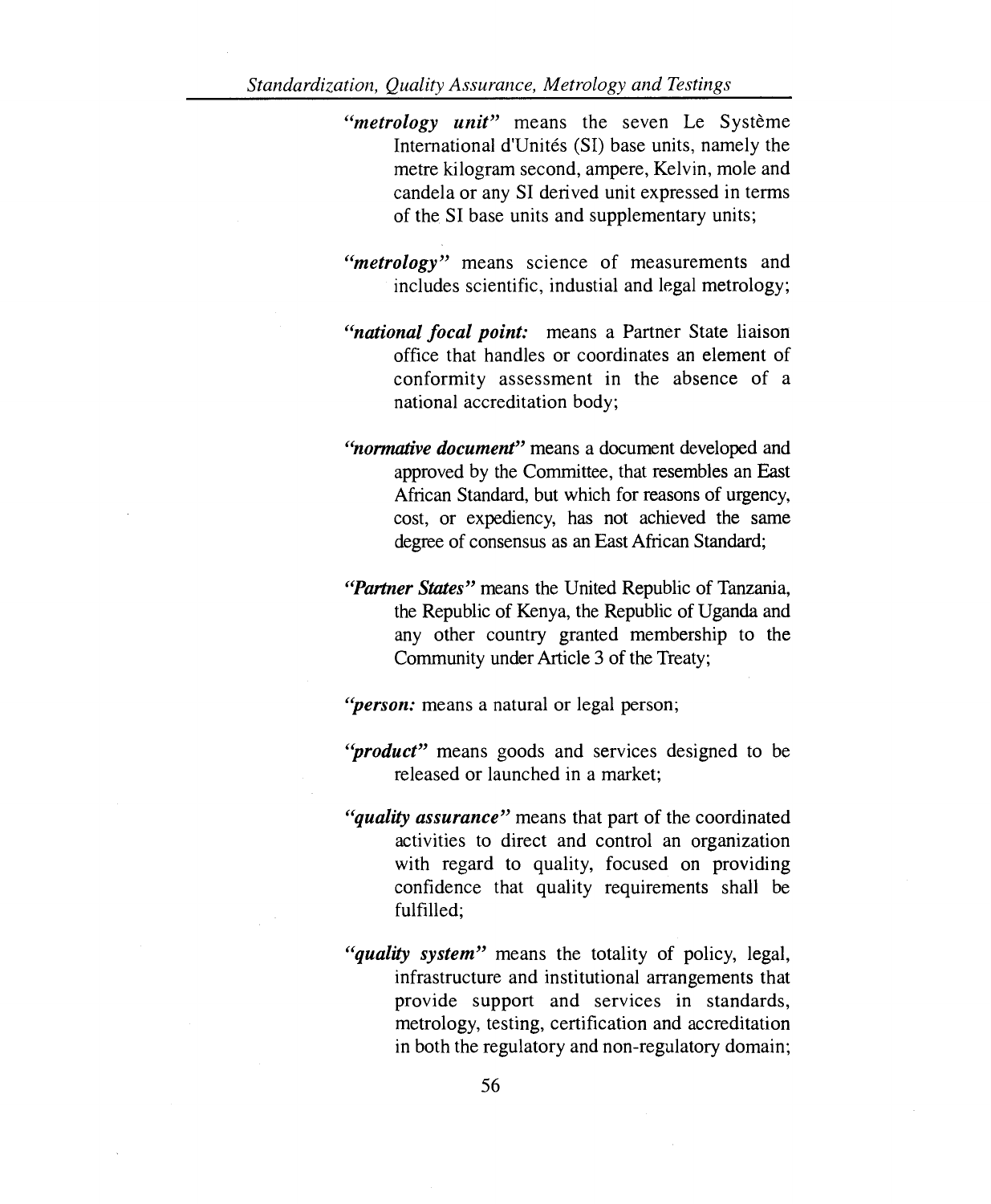***"metrology unit"*** means the seven Le Système International d'Unités (SI) base units, namely the metre kilogram second, ampere, Kelvin, mole and candela or any SI derived unit expressed in terms of the SI base units and supplementary units;

***"metrology"*** means science of measurements and includes scientific, industial and legal metrology;

***"national focal point:*** means a Partner State liaison office that handles or coordinates an element of conformity assessment in the absence of a national accreditation body;

***"normative document"*** means a document developed and approved by the Committee, that resembles an East African Standard, but which for reasons of urgency, cost, or expediency, has not achieved the same degree of consensus as an East African Standard;

***"Partner States"*** means the United Republic of Tanzania, the Republic of Kenya, the Republic of Uganda and any other country granted membership to the Community under Article 3 of the Treaty;

***"person:*** means a natural or legal person;

***"product"*** means goods and services designed to be released or launched in a market;

***"quality assurance"*** means that part of the coordinated activities to direct and control an organization with regard to quality, focused on providing confidence that quality requirements shall be fulfilled;

***"quality system"*** means the totality of policy, legal, infrastructure and institutional arrangements that provide support and services in standards, metrology, testing, certification and accreditation in both the regulatory and non-regulatory domain;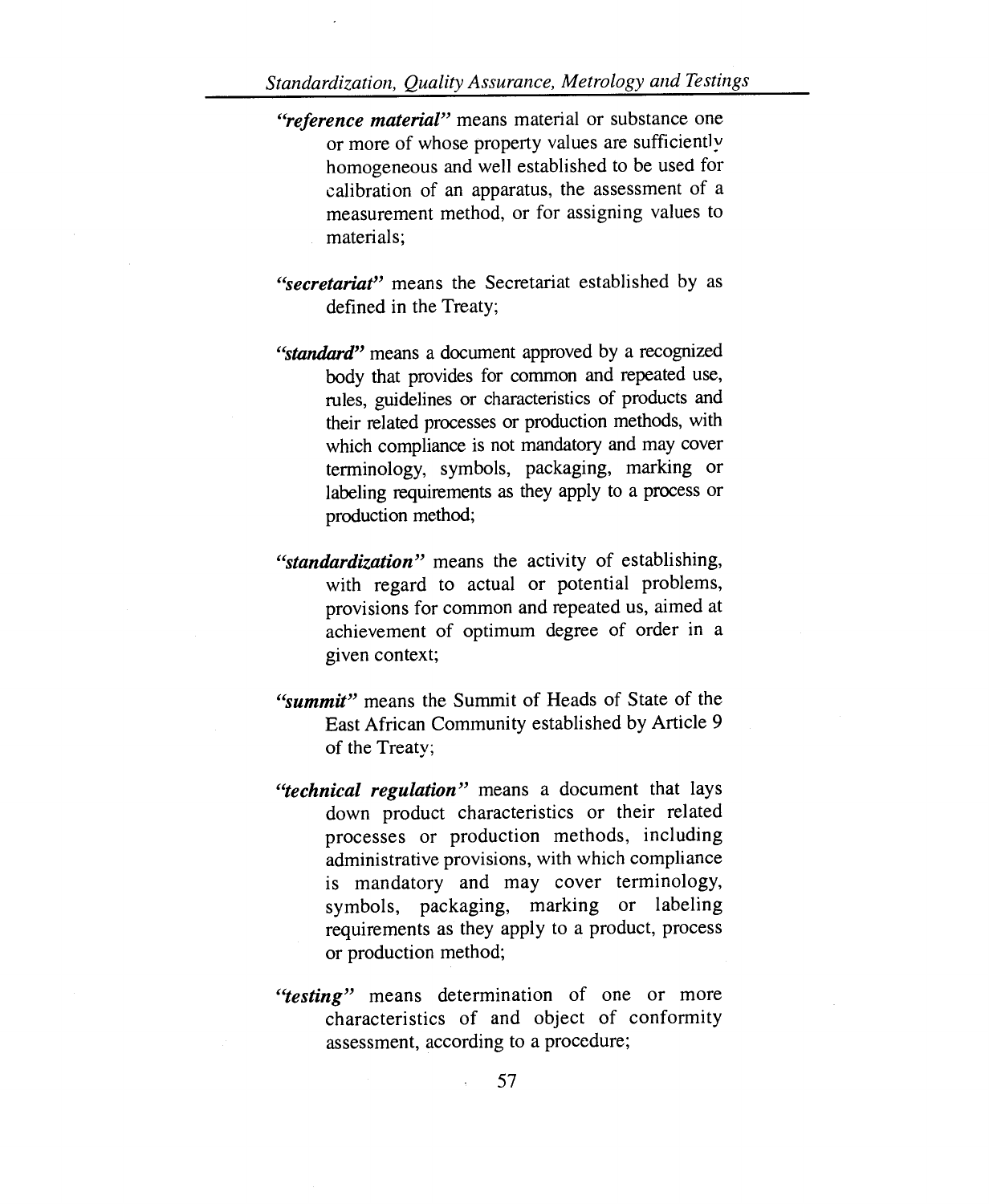***"reference material"*** means material or substance one or more of whose property values are sufficiently homogeneous and well established to be used for calibration of an apparatus, the assessment of a measurement method, or for assigning values to materials;

***"secretariat"*** means the Secretariat established by as defined in the Treaty;

***"standard"*** means a document approved by a recognized body that provides for common and repeated use, rules, guidelines or characteristics of products and their related processes or production methods, with which compliance is not mandatory and may cover terminology, symbols, packaging, marking or labeling requirements as they apply to a process or production method;

***"standardization"*** means the activity of establishing, with regard to actual or potential problems, provisions for common and repeated us, aimed at achievement of optimum degree of order in a given context;

***"summit"*** means the Summit of Heads of State of the East African Community established by Article 9 of the Treaty;

***"technical regulation"*** means a document that lays down product characteristics or their related processes or production methods, including administrative provisions, with which compliance is mandatory and may cover terminology, symbols, packaging, marking or labeling requirements as they apply to a product, process or production method;

***"testing"*** means determination of one or more characteristics of and object of conformity assessment, according to a procedure;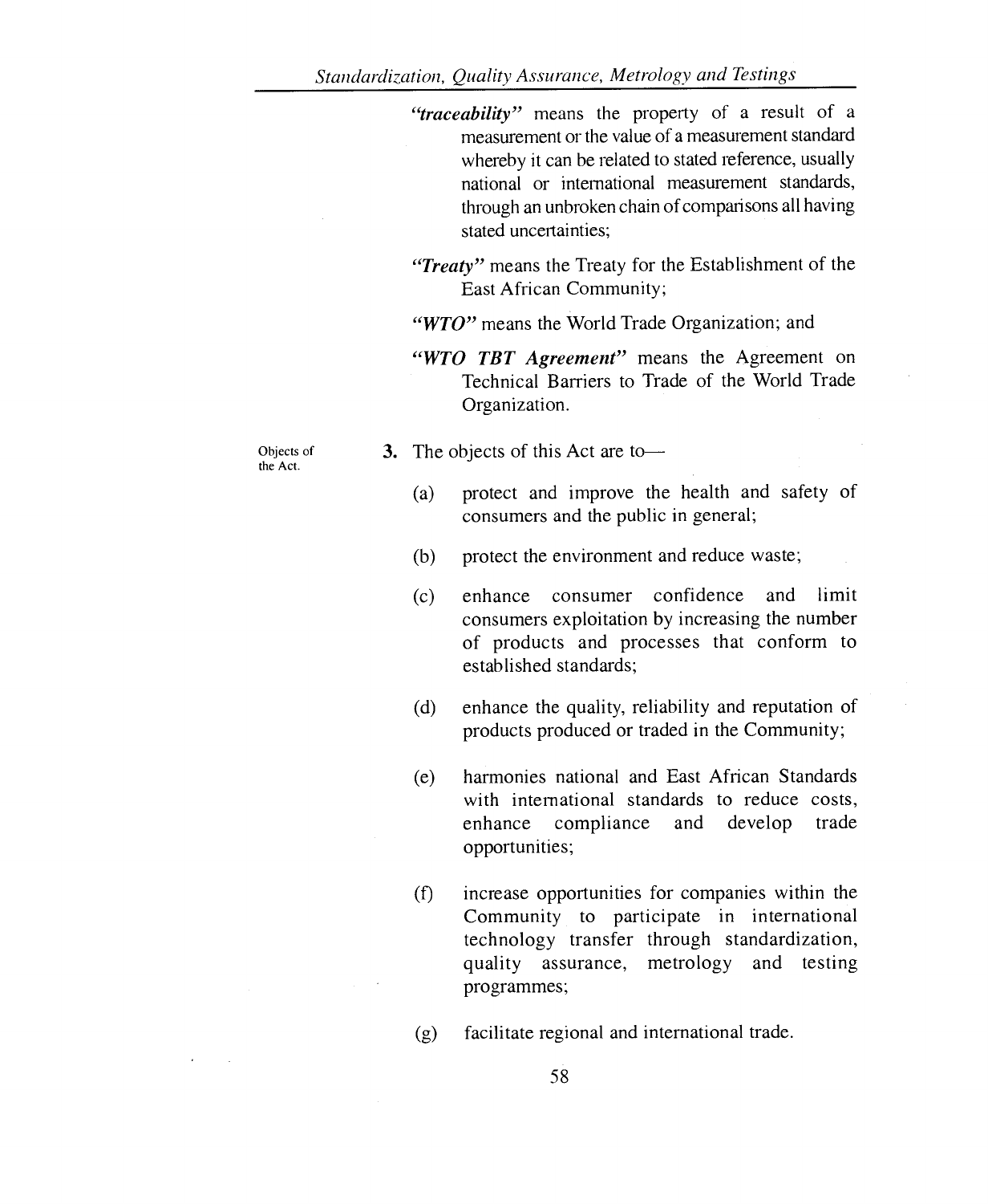*"traceability"* means the property of a result of a measurement or the value of a measurement standard whereby it can be related to stated reference, usually national or international measurement standards, through an unbroken chain of comparisons all having stated uncertainties;

*"Treaty"* means the Treaty for the Establishment of the East African Community;

*"WTO"* means the World Trade Organization; and

*"WTO TBT Agreement"* means the Agreement on Technical Barriers to Trade of the World Trade Organization.

Objects of the Act.

**3.** The objects of this Act are to—

(a) protect and improve the health and safety of consumers and the public in general;

(b) protect the environment and reduce waste;

(c) enhance consumer confidence and limit consumers exploitation by increasing the number of products and processes that conform to established standards;

(d) enhance the quality, reliability and reputation of products produced or traded in the Community;

(e) harmonies national and East African Standards with international standards to reduce costs, enhance compliance and develop trade opportunities;

(f) increase opportunities for companies within the Community to participate in international technology transfer through standardization, quality assurance, metrology and testing programmes;

(g) facilitate regional and international trade.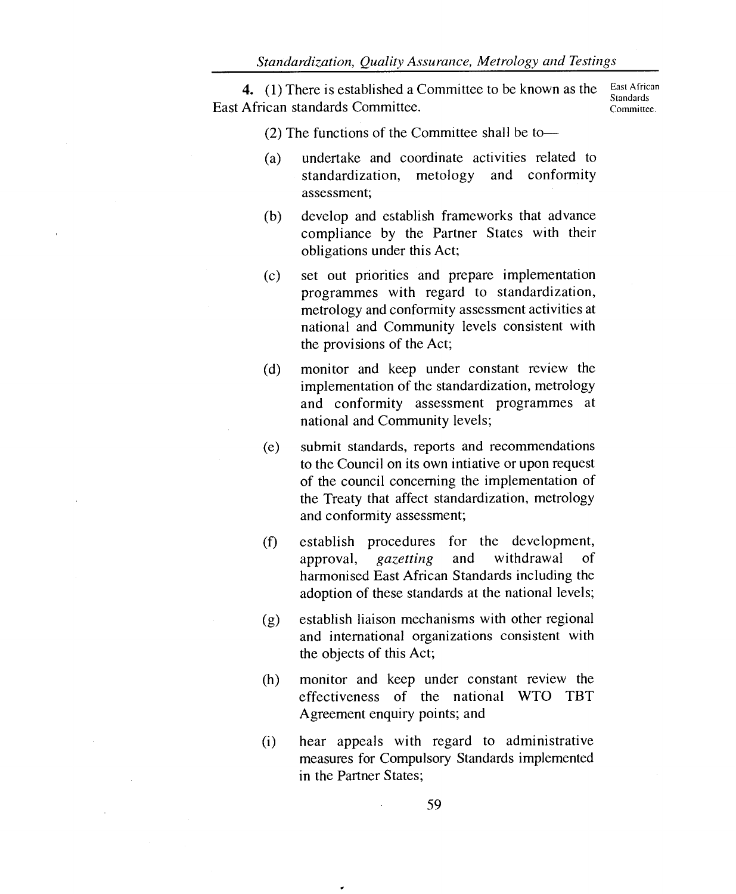**4.** (1) There is established a Committee to be known as the East African standards Committee.

East African Standards Committee.

(2) The functions of the Committee shall be to—

(a) undertake and coordinate activities related to standardization, metology and conformity assessment;

(b) develop and establish frameworks that advance compliance by the Partner States with their obligations under this Act;

(c) set out priorities and prepare implementation programmes with regard to standardization, metrology and conformity assessment activities at national and Community levels consistent with the provisions of the Act;

(d) monitor and keep under constant review the implementation of the standardization, metrology and conformity assessment programmes at national and Community levels;

(e) submit standards, reports and recommendations to the Council on its own intiative or upon request of the council concerning the implementation of the Treaty that affect standardization, metrology and conformity assessment;

(f) establish procedures for the development, approval, *gazetting* and withdrawal of harmonised East African Standards including the adoption of these standards at the national levels;

(g) establish liaison mechanisms with other regional and international organizations consistent with the objects of this Act;

(h) monitor and keep under constant review the effectiveness of the national WTO TBT Agreement enquiry points; and

(i) hear appeals with regard to administrative measures for Compulsory Standards implemented in the Partner States;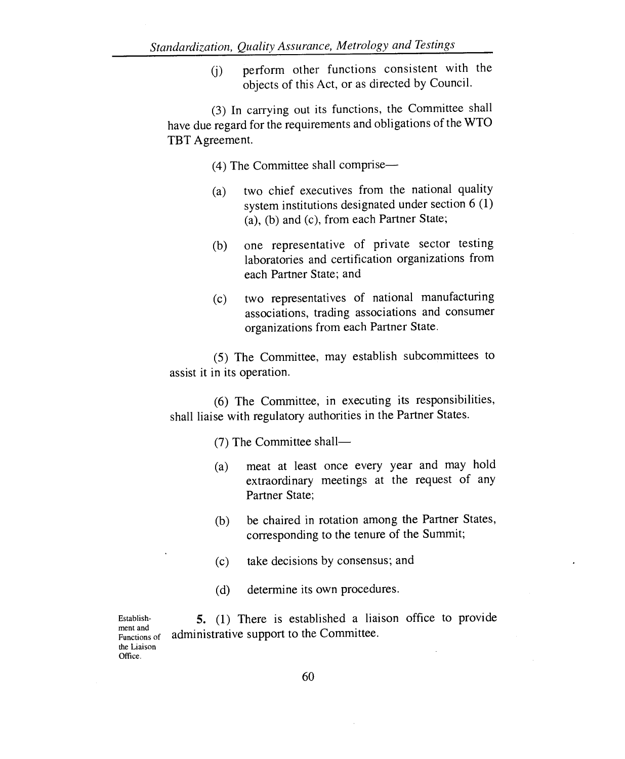(j) perform other functions consistent with the objects of this Act, or as directed by Council.

(3) In carrying out its functions, the Committee shall have due regard for the requirements and obligations of the WTO TBT Agreement.

(4) The Committee shall comprise—

(a) two chief executives from the national quality system institutions designated under section 6 (1) (a), (b) and (c), from each Partner State;

(b) one representative of private sector testing laboratories and certification organizations from each Partner State; and

(c) two representatives of national manufacturing associations, trading associations and consumer organizations from each Partner State.

(5) The Committee, may establish subcommittees to assist it in its operation.

(6) The Committee, in executing its responsibilities, shall liaise with regulatory authorities in the Partner States.

(7) The Committee shall—

(a) meat at least once every year and may hold extraordinary meetings at the request of any Partner State;

(b) be chaired in rotation among the Partner States, corresponding to the tenure of the Summit;

(c) take decisions by consensus; and

(d) determine its own procedures.

Establishment and Functions of the Liaison Office.

**5.** (1) There is established a liaison office to provide administrative support to the Committee.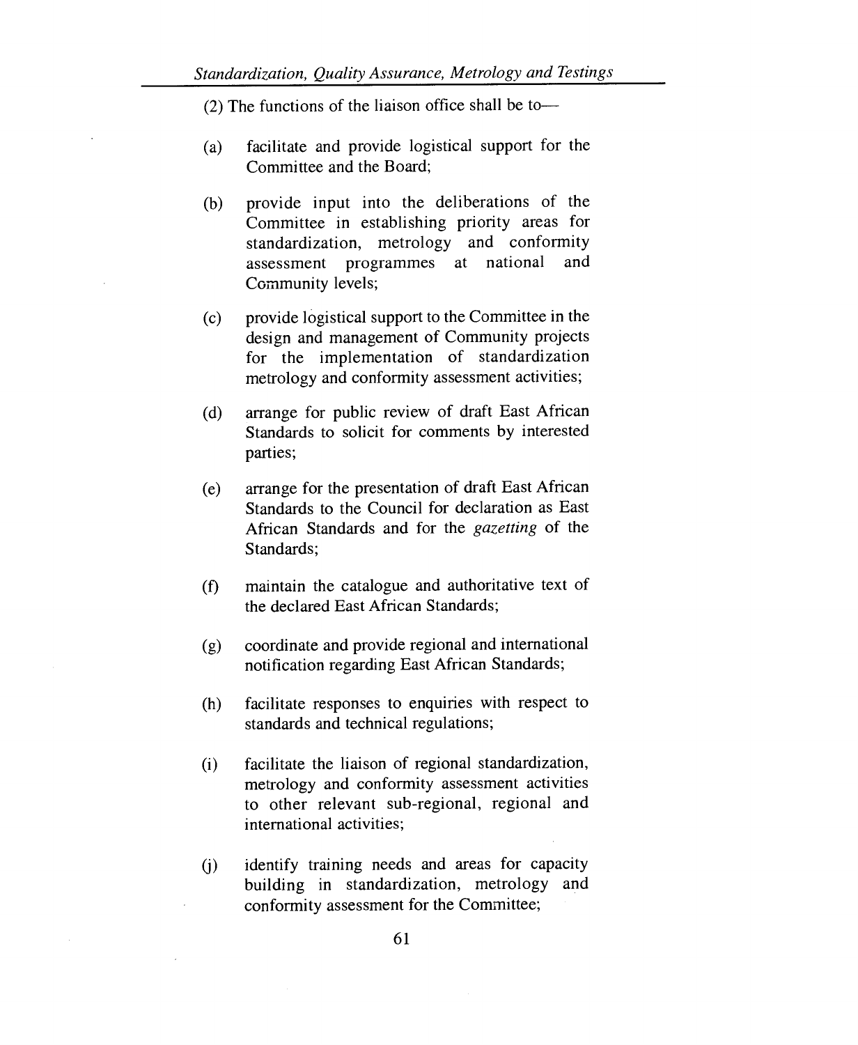(2) The functions of the liaison office shall be to—

(a) facilitate and provide logistical support for the Committee and the Board;

(b) provide input into the deliberations of the Committee in establishing priority areas for standardization, metrology and conformity assessment programmes at national and Community levels;

(c) provide logistical support to the Committee in the design and management of Community projects for the implementation of standardization metrology and conformity assessment activities;

(d) arrange for public review of draft East African Standards to solicit for comments by interested parties;

(e) arrange for the presentation of draft East African Standards to the Council for declaration as East African Standards and for the *gazetting* of the Standards;

(f) maintain the catalogue and authoritative text of the declared East African Standards;

(g) coordinate and provide regional and international notification regarding East African Standards;

(h) facilitate responses to enquiries with respect to standards and technical regulations;

(i) facilitate the liaison of regional standardization, metrology and conformity assessment activities to other relevant sub-regional, regional and international activities;

(j) identify training needs and areas for capacity building in standardization, metrology and conformity assessment for the Committee;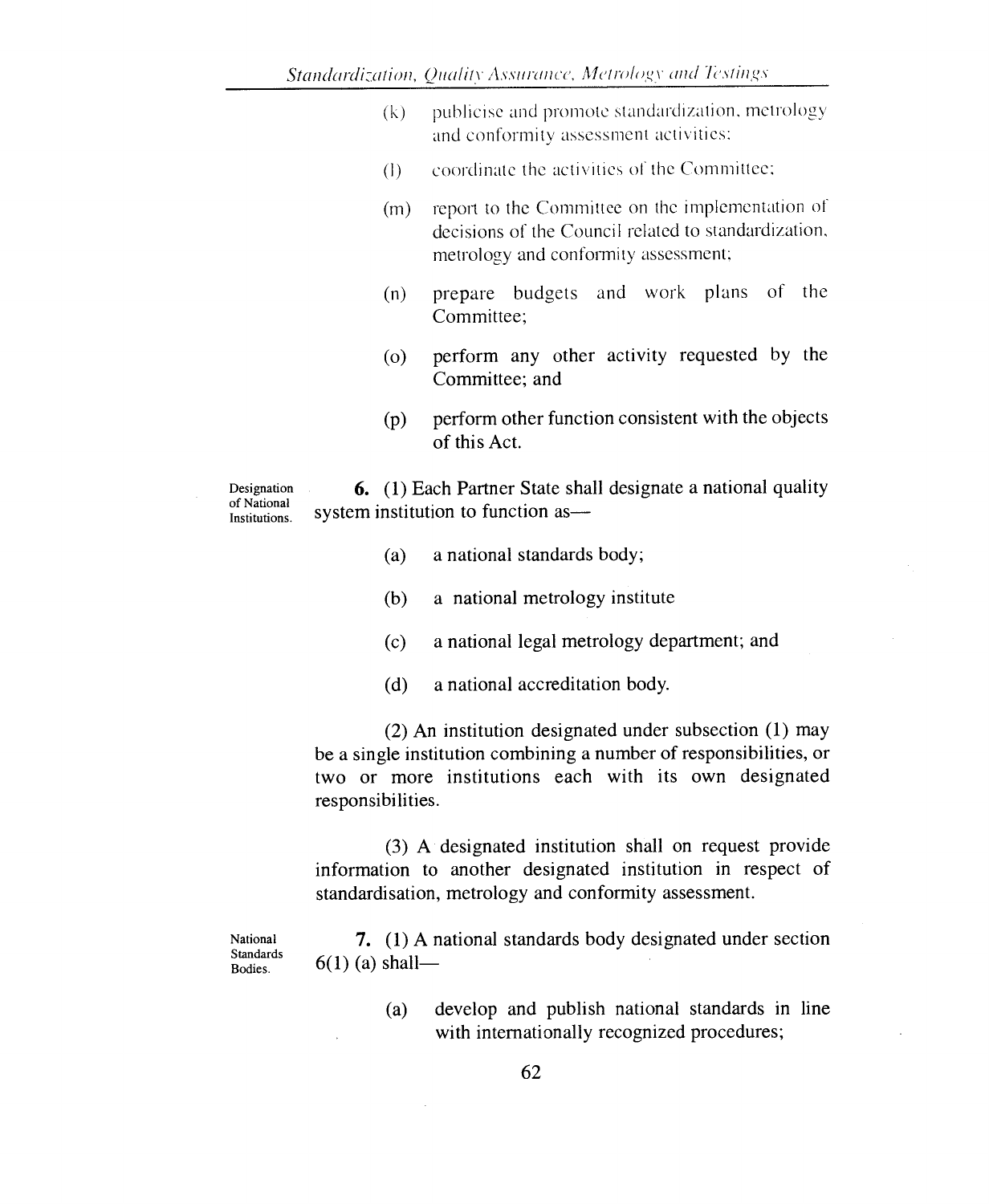(k) publicise and promote standardization, metrology and conformity assessment activities;

(l) coordinate the activities of the Committee;

(m) report to the Committee on the implementation of decisions of the Council related to standardization, metrology and conformity assessment;

(n) prepare budgets and work plans of the Committee;

(o) perform any other activity requested by the Committee; and

(p) perform other function consistent with the objects of this Act.

Designation of National Institutions.

**6.** (1) Each Partner State shall designate a national quality system institution to function as—

(a) a national standards body;

(b) a national metrology institute

(c) a national legal metrology department; and

(d) a national accreditation body.

(2) An institution designated under subsection (1) may be a single institution combining a number of responsibilities, or two or more institutions each with its own designated responsibilities.

(3) A designated institution shall on request provide information to another designated institution in respect of standardisation, metrology and conformity assessment.

National Standards Bodies.

**7.** (1) A national standards body designated under section 6(1) (a) shall—

(a) develop and publish national standards in line with internationally recognized procedures;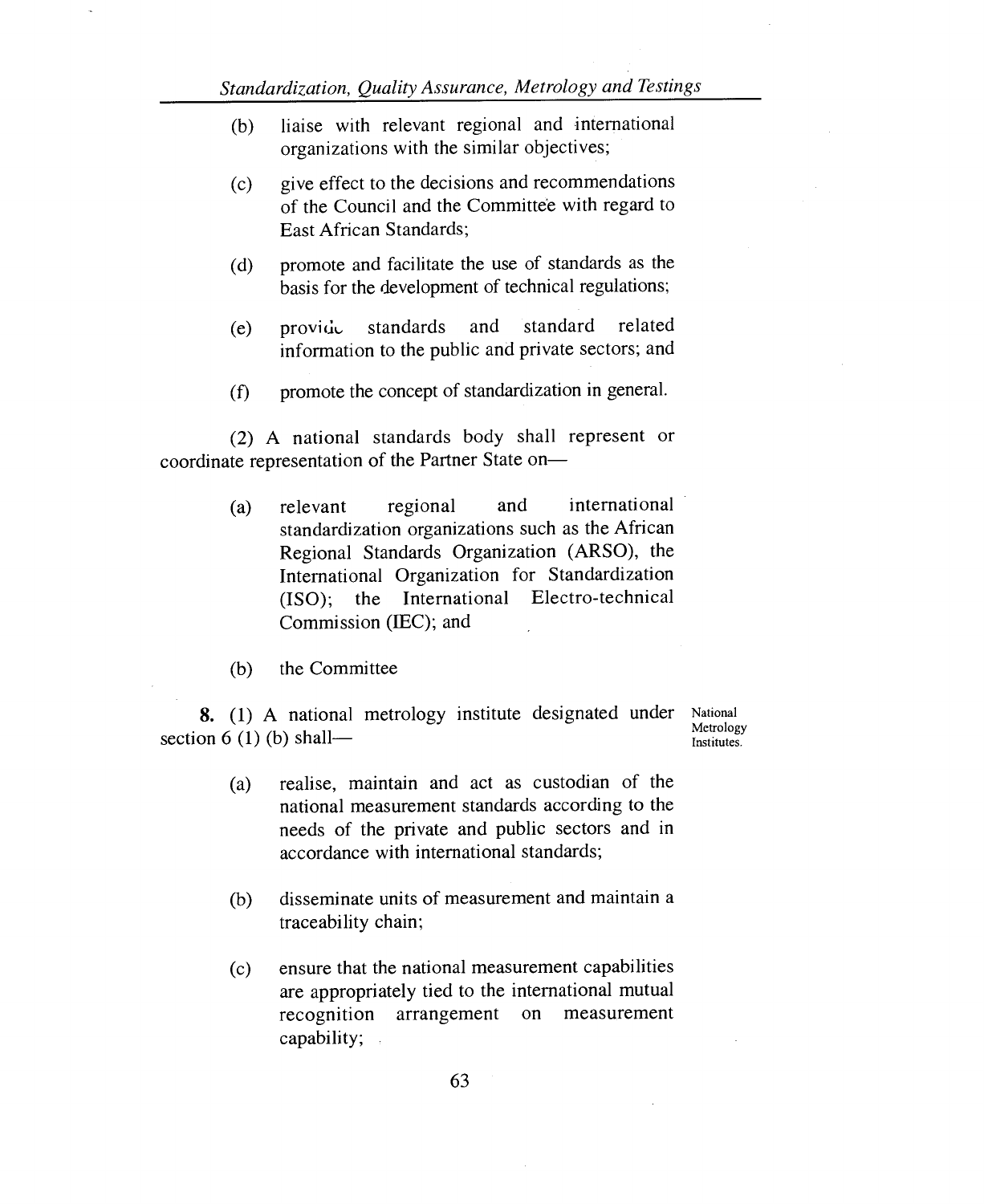(b) liaise with relevant regional and international organizations with the similar objectives;

(c) give effect to the decisions and recommendations of the Council and the Committee with regard to East African Standards;

(d) promote and facilitate the use of standards as the basis for the development of technical regulations;

(e) provide standards and standard related information to the public and private sectors; and

(f) promote the concept of standardization in general.

(2) A national standards body shall represent or coordinate representation of the Partner State on—

(a) relevant regional and international standardization organizations such as the African Regional Standards Organization (ARSO), the International Organization for Standardization (ISO); the International Electro-technical Commission (IEC); and

(b) the Committee

**8.** (1) A national metrology institute designated under section 6 (1) (b) shall—

National Metrology Institutes.

(a) realise, maintain and act as custodian of the national measurement standards according to the needs of the private and public sectors and in accordance with international standards;

(b) disseminate units of measurement and maintain a traceability chain;

(c) ensure that the national measurement capabilities are appropriately tied to the international mutual recognition arrangement on measurement capability;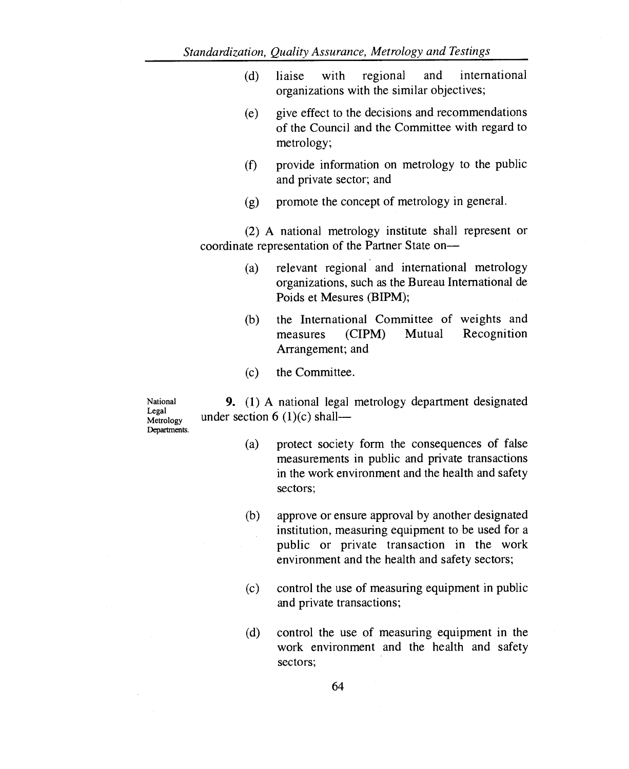(d) liaise with regional and international organizations with the similar objectives;

(e) give effect to the decisions and recommendations of the Council and the Committee with regard to metrology;

(f) provide information on metrology to the public and private sector; and

(g) promote the concept of metrology in general.

(2) A national metrology institute shall represent or coordinate representation of the Partner State on—

(a) relevant regional and international metrology organizations, such as the Bureau International de Poids et Mesures (BIPM);

(b) the International Committee of weights and measures (CIPM) Mutual Recognition Arrangement; and

(c) the Committee.

National Legal Metrology Departments.

**9.** (1) A national legal metrology department designated under section 6 (1)(c) shall—

(a) protect society form the consequences of false measurements in public and private transactions in the work environment and the health and safety sectors;

(b) approve or ensure approval by another designated institution, measuring equipment to be used for a public or private transaction in the work environment and the health and safety sectors;

(c) control the use of measuring equipment in public and private transactions;

(d) control the use of measuring equipment in the work environment and the health and safety sectors;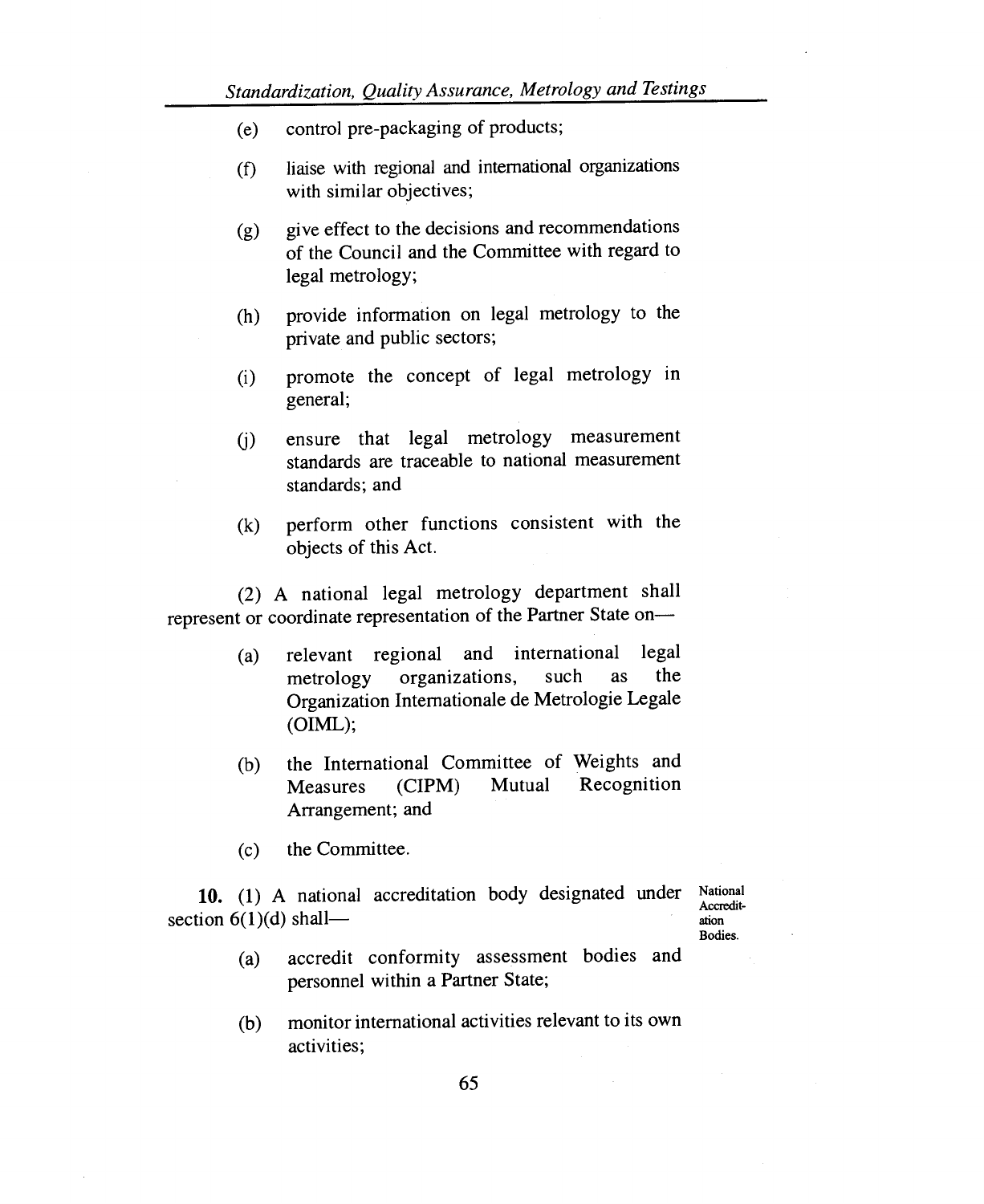(e) control pre-packaging of products;

(f) liaise with regional and international organizations with similar objectives;

(g) give effect to the decisions and recommendations of the Council and the Committee with regard to legal metrology;

(h) provide information on legal metrology to the private and public sectors;

(i) promote the concept of legal metrology in general;

(j) ensure that legal metrology measurement standards are traceable to national measurement standards; and

(k) perform other functions consistent with the objects of this Act.

(2) A national legal metrology department shall represent or coordinate representation of the Partner State on—

(a) relevant regional and international legal metrology organizations, such as the Organization Internationale de Metrologie Legale (OIML);

(b) the International Committee of Weights and Measures (CIPM) Mutual Recognition Arrangement; and

(c) the Committee.

National Accreditation Bodies.

**10.** (1) A national accreditation body designated under section 6(1)(d) shall—

(a) accredit conformity assessment bodies and personnel within a Partner State;

(b) monitor international activities relevant to its own activities;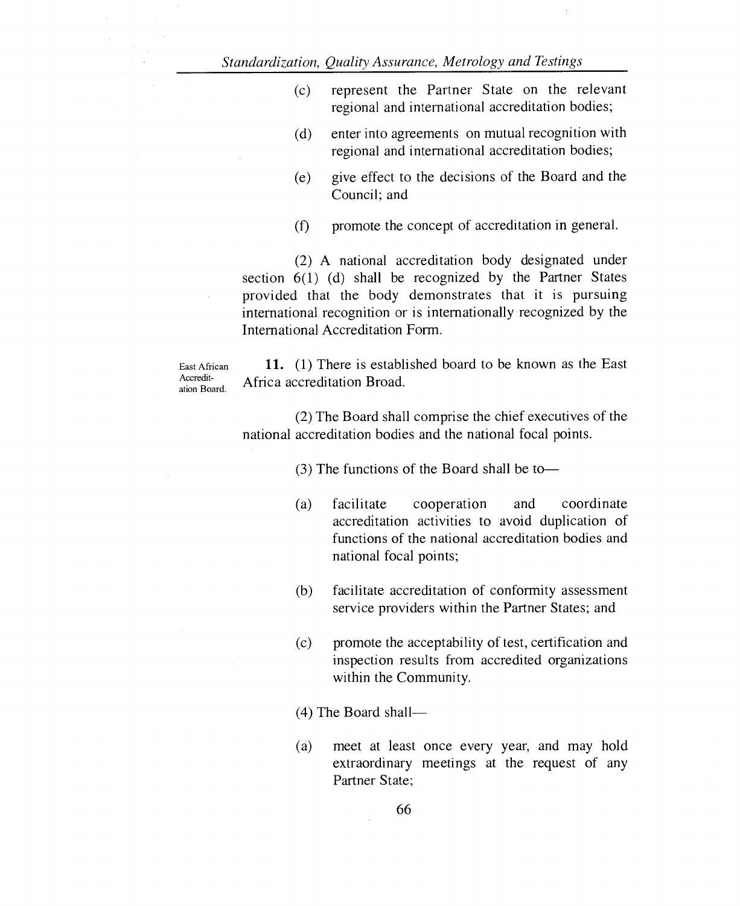(c) represent the Partner State on the relevant regional and international accreditation bodies;

(d) enter into agreements on mutual recognition with regional and international accreditation bodies;

(e) give effect to the decisions of the Board and the Council; and

(f) promote the concept of accreditation in general.

(2) A national accreditation body designated under section 6(1) (d) shall be recognized by the Partner States provided that the body demonstrates that it is pursuing international recognition or is internationally recognized by the International Accreditation Form.

East African Accredit-ation Board.

**11.** (1) There is established board to be known as the East Africa accreditation Broad.

(2) The Board shall comprise the chief executives of the national accreditation bodies and the national focal points.

(3) The functions of the Board shall be to—

(a) facilitate cooperation and coordinate accreditation activities to avoid duplication of functions of the national accreditation bodies and national focal points;

(b) facilitate accreditation of conformity assessment service providers within the Partner States; and

(c) promote the acceptability of test, certification and inspection results from accredited organizations within the Community.

(4) The Board shall—

(a) meet at least once every year, and may hold extraordinary meetings at the request of any Partner State;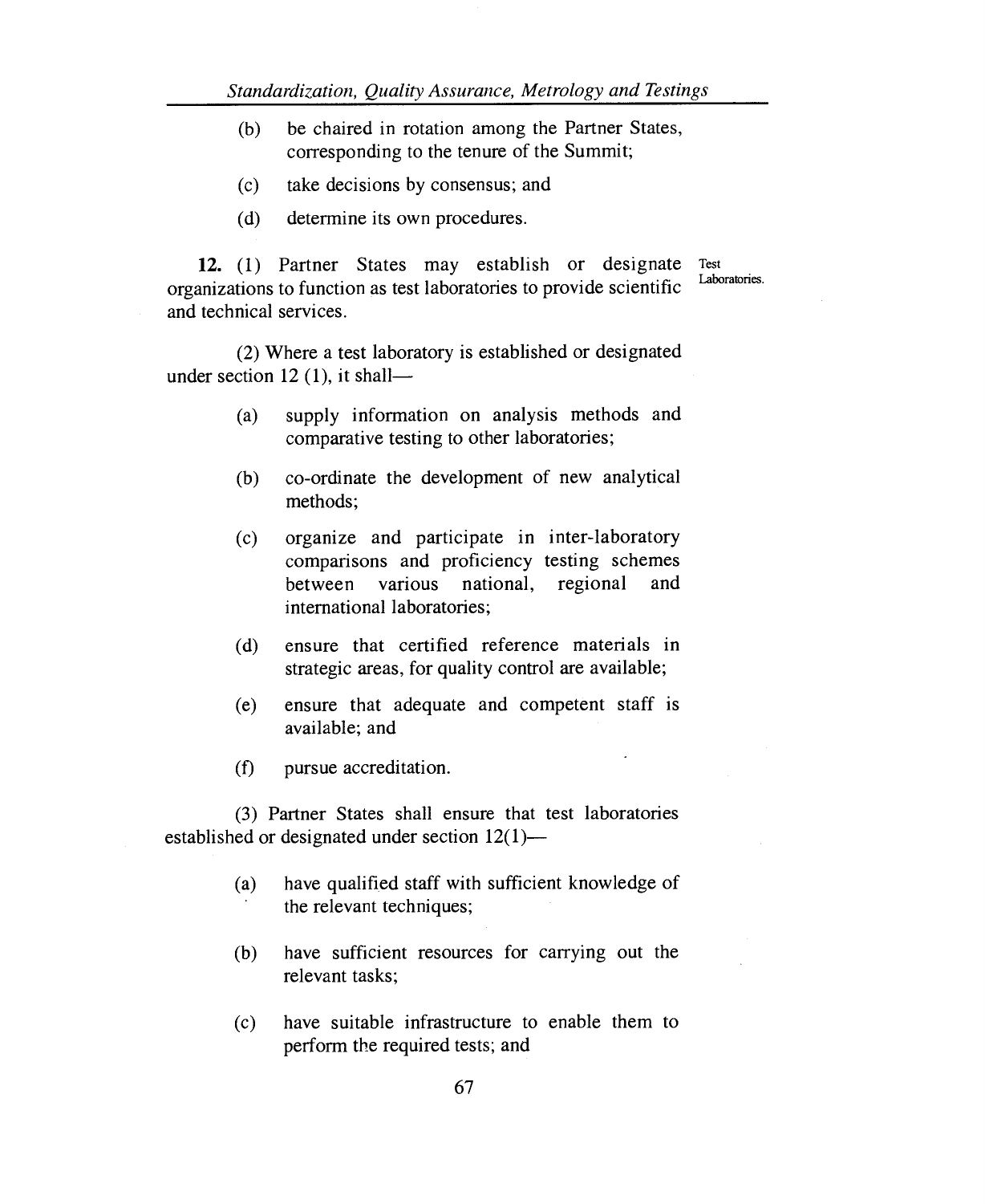(b) be chaired in rotation among the Partner States, corresponding to the tenure of the Summit;

(c) take decisions by consensus; and

(d) determine its own procedures.

**12.** (1) Partner States may establish or designate organizations to function as test laboratories to provide scientific and technical services.

Test Laboratories.

(2) Where a test laboratory is established or designated under section 12 (1), it shall—

(a) supply information on analysis methods and comparative testing to other laboratories;

(b) co-ordinate the development of new analytical methods;

(c) organize and participate in inter-laboratory comparisons and proficiency testing schemes between various national, regional and international laboratories;

(d) ensure that certified reference materials in strategic areas, for quality control are available;

(e) ensure that adequate and competent staff is available; and

(f) pursue accreditation.

(3) Partner States shall ensure that test laboratories established or designated under section 12(1)—

(a) have qualified staff with sufficient knowledge of the relevant techniques;

(b) have sufficient resources for carrying out the relevant tasks;

(c) have suitable infrastructure to enable them to perform the required tests; and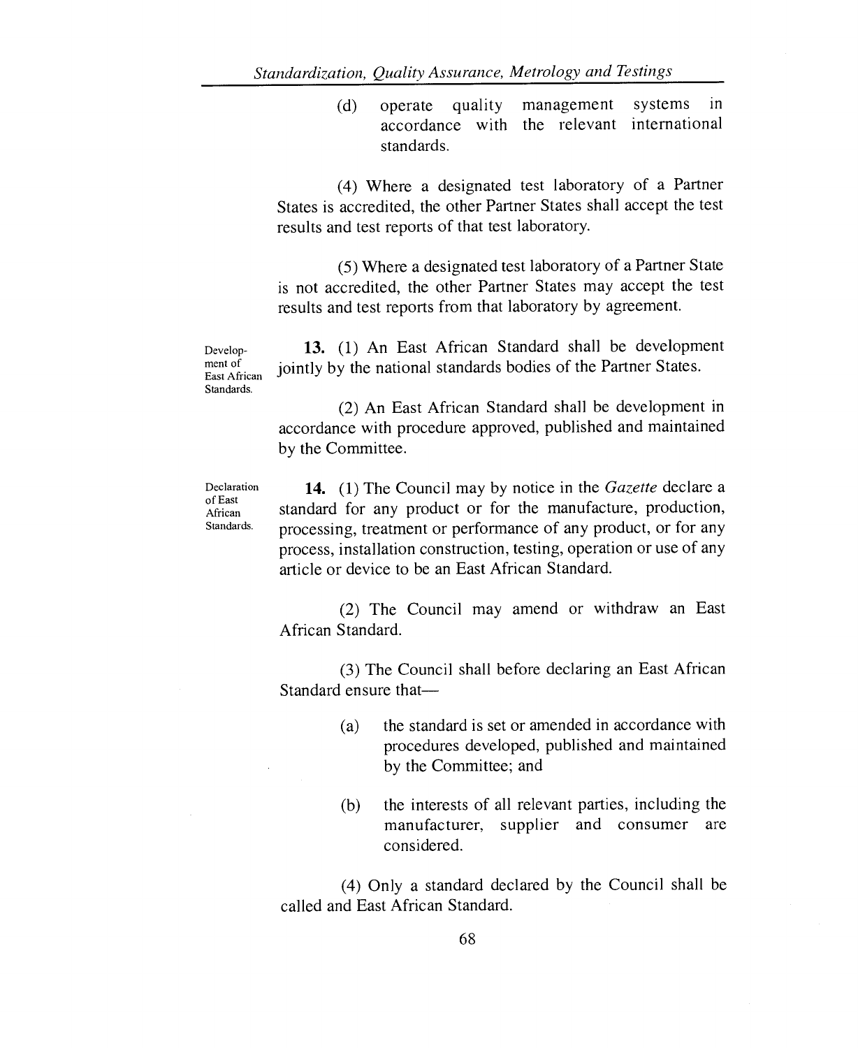(d) operate quality management systems in accordance with the relevant international standards.

(4) Where a designated test laboratory of a Partner States is accredited, the other Partner States shall accept the test results and test reports of that test laboratory.

(5) Where a designated test laboratory of a Partner State is not accredited, the other Partner States may accept the test results and test reports from that laboratory by agreement.

Development of East African Standards.

**13.** (1) An East African Standard shall be development jointly by the national standards bodies of the Partner States.

(2) An East African Standard shall be development in accordance with procedure approved, published and maintained by the Committee.

Declaration of East African Standards.

**14.** (1) The Council may by notice in the *Gazette* declare a standard for any product or for the manufacture, production, processing, treatment or performance of any product, or for any process, installation construction, testing, operation or use of any article or device to be an East African Standard.

(2) The Council may amend or withdraw an East African Standard.

(3) The Council shall before declaring an East African Standard ensure that—

(a) the standard is set or amended in accordance with procedures developed, published and maintained by the Committee; and

(b) the interests of all relevant parties, including the manufacturer, supplier and consumer are considered.

(4) Only a standard declared by the Council shall be called and East African Standard.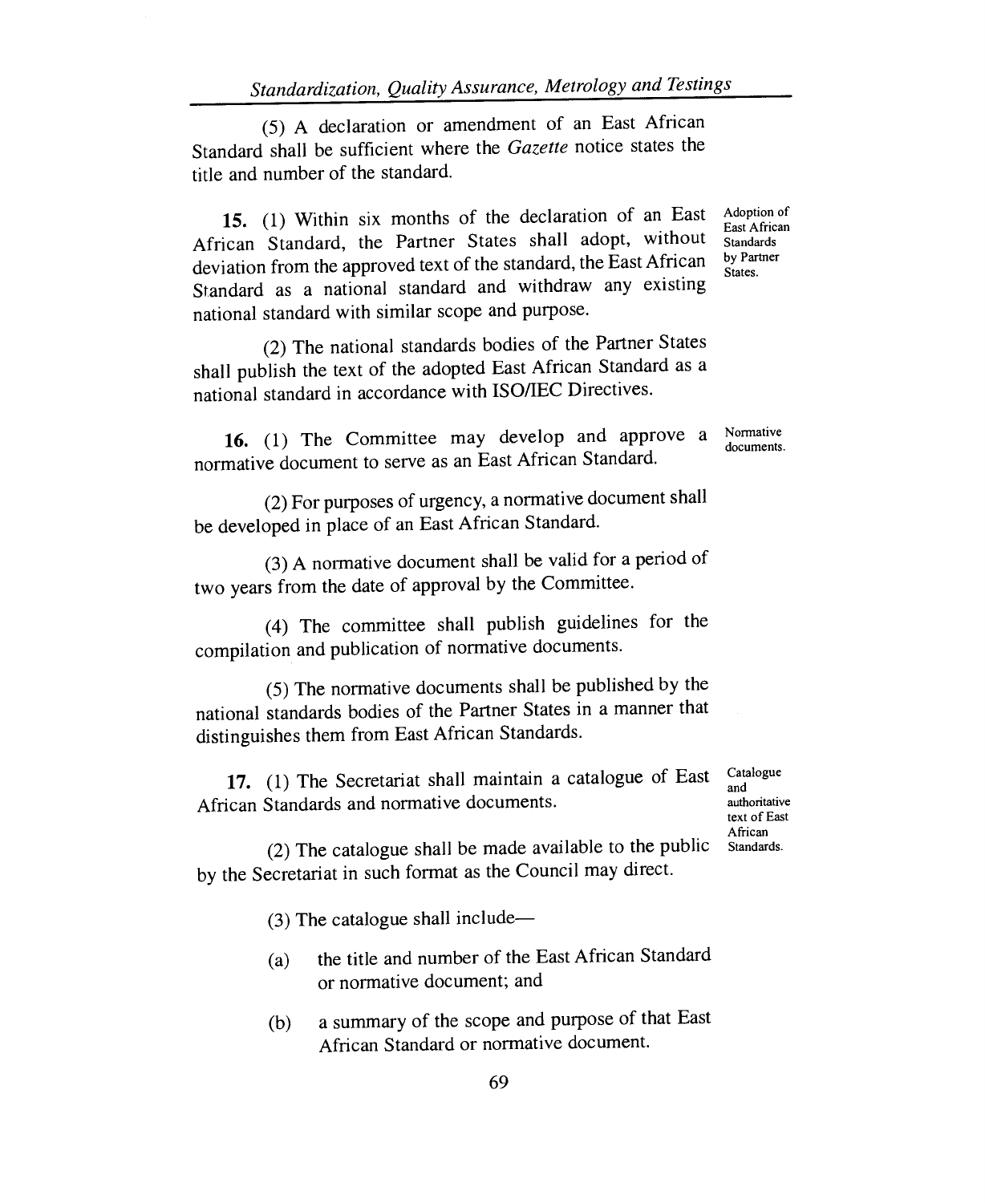(5) A declaration or amendment of an East African Standard shall be sufficient where the *Gazette* notice states the title and number of the standard.

Adoption of East African Standards by Partner States.

**15.** (1) Within six months of the declaration of an East African Standard, the Partner States shall adopt, without deviation from the approved text of the standard, the East African Standard as a national standard and withdraw any existing national standard with similar scope and purpose.

(2) The national standards bodies of the Partner States shall publish the text of the adopted East African Standard as a national standard in accordance with ISO/IEC Directives.

Normative documents.

**16.** (1) The Committee may develop and approve a normative document to serve as an East African Standard.

(2) For purposes of urgency, a normative document shall be developed in place of an East African Standard.

(3) A normative document shall be valid for a period of two years from the date of approval by the Committee.

(4) The committee shall publish guidelines for the compilation and publication of normative documents.

(5) The normative documents shall be published by the national standards bodies of the Partner States in a manner that distinguishes them from East African Standards.

Catalogue and authoritative text of East African Standards.

**17.** (1) The Secretariat shall maintain a catalogue of East African Standards and normative documents.

(2) The catalogue shall be made available to the public by the Secretariat in such format as the Council may direct.

(3) The catalogue shall include—

(a) the title and number of the East African Standard or normative document; and

(b) a summary of the scope and purpose of that East African Standard or normative document.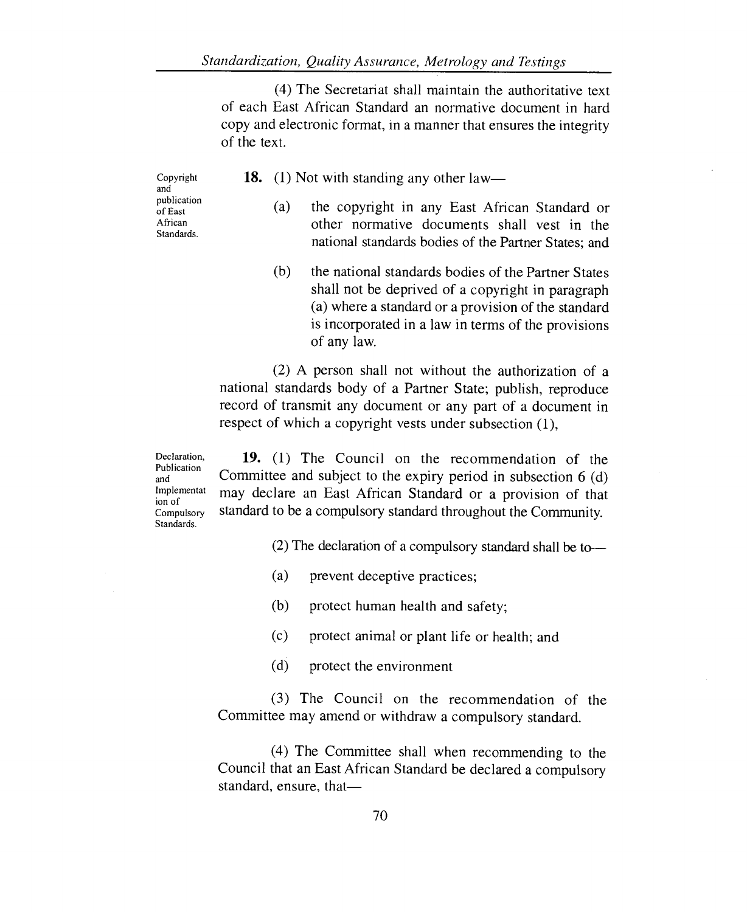(4) The Secretariat shall maintain the authoritative text of each East African Standard an normative document in hard copy and electronic format, in a manner that ensures the integrity of the text.

Copyright and publication of East African Standards.

**18.** (1) Not with standing any other law—

(a) the copyright in any East African Standard or other normative documents shall vest in the national standards bodies of the Partner States; and

(b) the national standards bodies of the Partner States shall not be deprived of a copyright in paragraph (a) where a standard or a provision of the standard is incorporated in a law in terms of the provisions of any law.

(2) A person shall not without the authorization of a national standards body of a Partner State; publish, reproduce record of transmit any document or any part of a document in respect of which a copyright vests under subsection (1),

Declaration, Publication and Implementation of Compulsory Standards.

**19.** (1) The Council on the recommendation of the Committee and subject to the expiry period in subsection 6 (d) may declare an East African Standard or a provision of that standard to be a compulsory standard throughout the Community.

(2) The declaration of a compulsory standard shall be to—

(a) prevent deceptive practices;

(b) protect human health and safety;

(c) protect animal or plant life or health; and

(d) protect the environment

(3) The Council on the recommendation of the Committee may amend or withdraw a compulsory standard.

(4) The Committee shall when recommending to the Council that an East African Standard be declared a compulsory standard, ensure, that—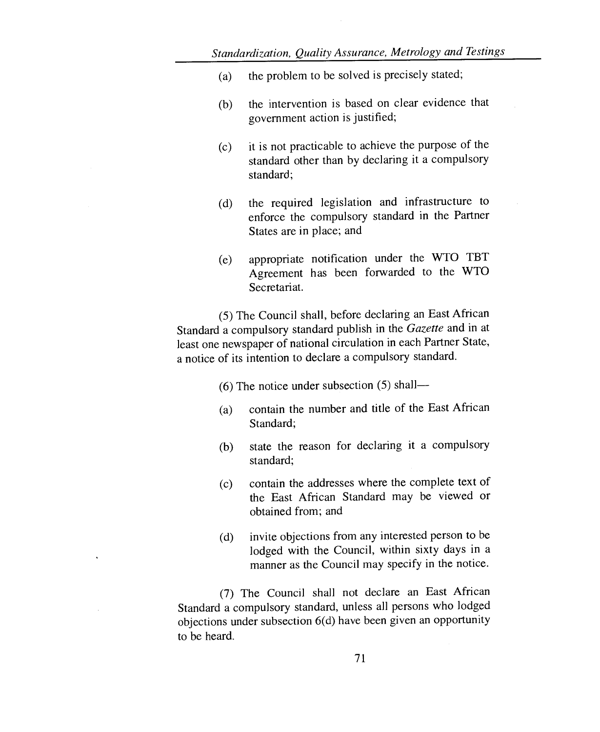(a) the problem to be solved is precisely stated;

(b) the intervention is based on clear evidence that government action is justified;

(c) it is not practicable to achieve the purpose of the standard other than by declaring it a compulsory standard;

(d) the required legislation and infrastructure to enforce the compulsory standard in the Partner States are in place; and

(e) appropriate notification under the WTO TBT Agreement has been forwarded to the WTO Secretariat.

(5) The Council shall, before declaring an East African Standard a compulsory standard publish in the *Gazette* and in at least one newspaper of national circulation in each Partner State, a notice of its intention to declare a compulsory standard.

(6) The notice under subsection (5) shall—

(a) contain the number and title of the East African Standard;

(b) state the reason for declaring it a compulsory standard;

(c) contain the addresses where the complete text of the East African Standard may be viewed or obtained from; and

(d) invite objections from any interested person to be lodged with the Council, within sixty days in a manner as the Council may specify in the notice.

(7) The Council shall not declare an East African Standard a compulsory standard, unless all persons who lodged objections under subsection 6(d) have been given an opportunity to be heard.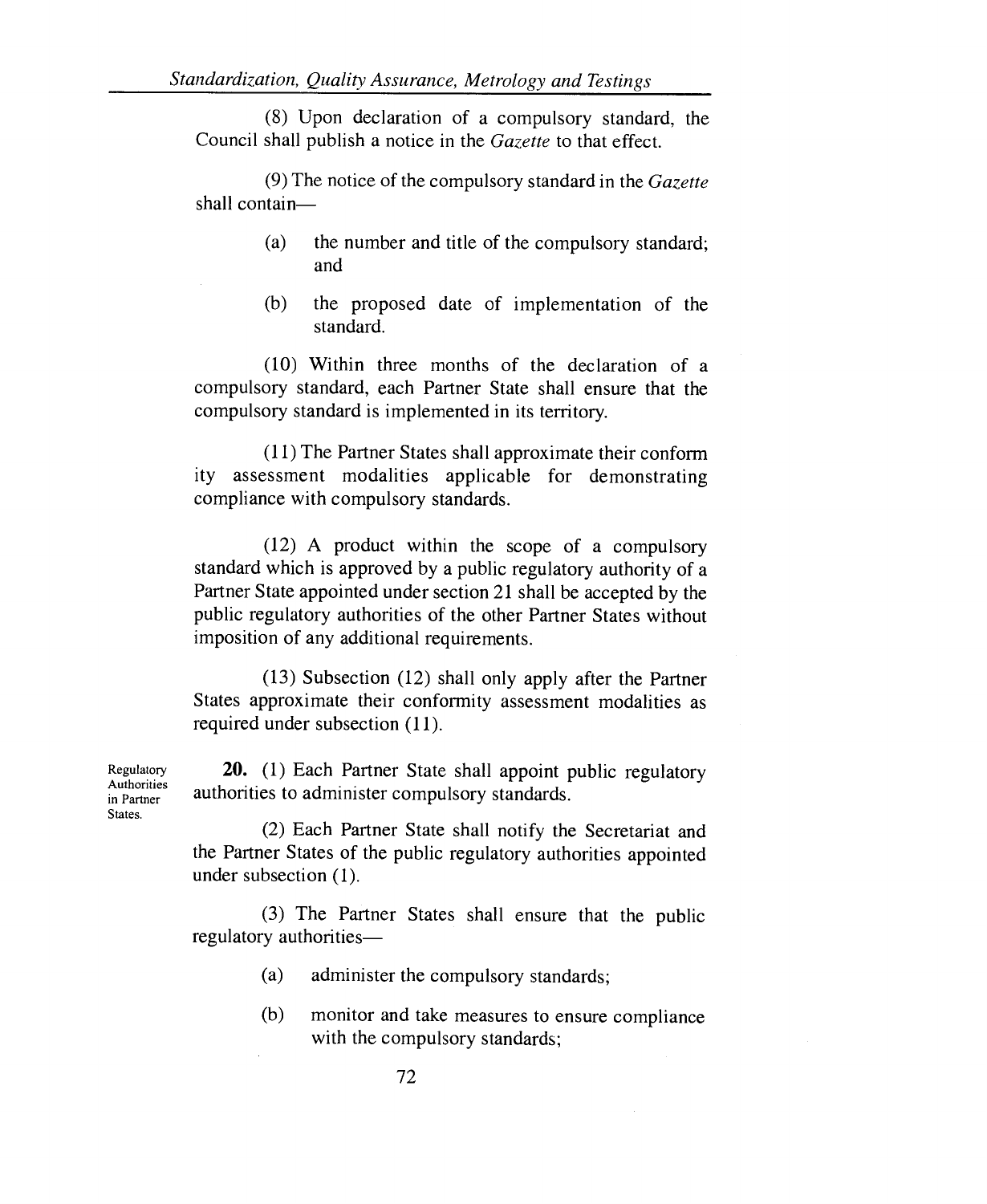(8) Upon declaration of a compulsory standard, the Council shall publish a notice in the *Gazette* to that effect.

(9) The notice of the compulsory standard in the *Gazette* shall contain—

(a) the number and title of the compulsory standard; and

(b) the proposed date of implementation of the standard.

(10) Within three months of the declaration of a compulsory standard, each Partner State shall ensure that the compulsory standard is implemented in its territory.

(11) The Partner States shall approximate their conform ity assessment modalities applicable for demonstrating compliance with compulsory standards.

(12) A product within the scope of a compulsory standard which is approved by a public regulatory authority of a Partner State appointed under section 21 shall be accepted by the public regulatory authorities of the other Partner States without imposition of any additional requirements.

(13) Subsection (12) shall only apply after the Partner States approximate their conformity assessment modalities as required under subsection (11).

Regulatory Authorities in Partner States.

**20.** (1) Each Partner State shall appoint public regulatory authorities to administer compulsory standards.

(2) Each Partner State shall notify the Secretariat and the Partner States of the public regulatory authorities appointed under subsection (1).

(3) The Partner States shall ensure that the public regulatory authorities—

(a) administer the compulsory standards;

(b) monitor and take measures to ensure compliance with the compulsory standards;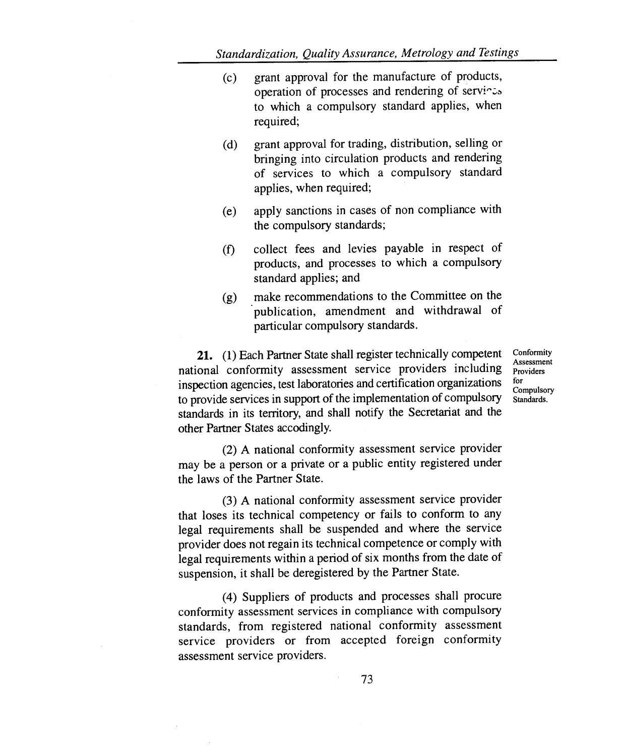(c) grant approval for the manufacture of products, operation of processes and rendering of services to which a compulsory standard applies, when required;

(d) grant approval for trading, distribution, selling or bringing into circulation products and rendering of services to which a compulsory standard applies, when required;

(e) apply sanctions in cases of non compliance with the compulsory standards;

(f) collect fees and levies payable in respect of products, and processes to which a compulsory standard applies; and

(g) make recommendations to the Committee on the publication, amendment and withdrawal of particular compulsory standards.

**Conformity Assessment Providers for Compulsory Standards.**

**21.** (1) Each Partner State shall register technically competent national conformity assessment service providers including inspection agencies, test laboratories and certification organizations to provide services in support of the implementation of compulsory standards in its territory, and shall notify the Secretariat and the other Partner States accodingly.

(2) A national conformity assessment service provider may be a person or a private or a public entity registered under the laws of the Partner State.

(3) A national conformity assessment service provider that loses its technical competency or fails to conform to any legal requirements shall be suspended and where the service provider does not regain its technical competence or comply with legal requirements within a period of six months from the date of suspension, it shall be deregistered by the Partner State.

(4) Suppliers of products and processes shall procure conformity assessment services in compliance with compulsory standards, from registered national conformity assessment service providers or from accepted foreign conformity assessment service providers.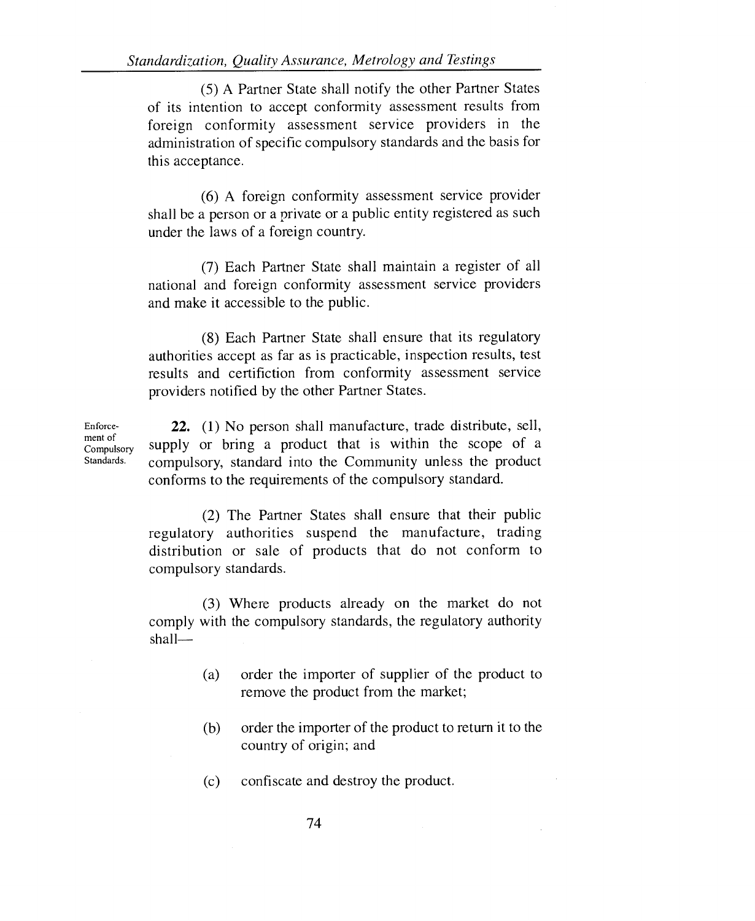(5) A Partner State shall notify the other Partner States of its intention to accept conformity assessment results from foreign conformity assessment service providers in the administration of specific compulsory standards and the basis for this acceptance.

(6) A foreign conformity assessment service provider shall be a person or a private or a public entity registered as such under the laws of a foreign country.

(7) Each Partner State shall maintain a register of all national and foreign conformity assessment service providers and make it accessible to the public.

(8) Each Partner State shall ensure that its regulatory authorities accept as far as is practicable, inspection results, test results and certifiction from conformity assessment service providers notified by the other Partner States.

Enforcement of Compulsory Standards.

**22.** (1) No person shall manufacture, trade distribute, sell, supply or bring a product that is within the scope of a compulsory, standard into the Community unless the product conforms to the requirements of the compulsory standard.

(2) The Partner States shall ensure that their public regulatory authorities suspend the manufacture, trading distribution or sale of products that do not conform to compulsory standards.

(3) Where products already on the market do not comply with the compulsory standards, the regulatory authority shall—

(a) order the importer of supplier of the product to remove the product from the market;

(b) order the importer of the product to return it to the country of origin; and

(c) confiscate and destroy the product.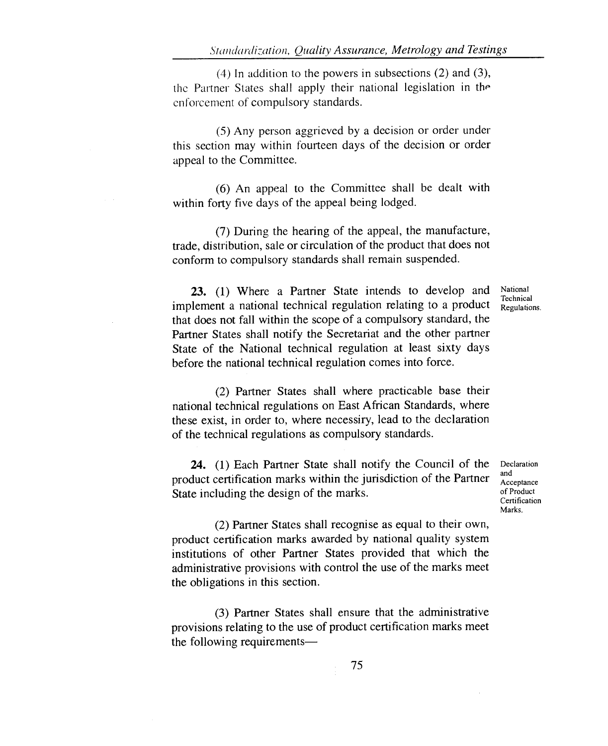(4) In addition to the powers in subsections (2) and (3), the Partner States shall apply their national legislation in the enforcement of compulsory standards.

(5) Any person aggrieved by a decision or order under this section may within fourteen days of the decision or order appeal to the Committee.

(6) An appeal to the Committee shall be dealt with within forty five days of the appeal being lodged.

(7) During the hearing of the appeal, the manufacture, trade, distribution, sale or circulation of the product that does not conform to compulsory standards shall remain suspended.

National Technical Regulations.

**23.** (1) Where a Partner State intends to develop and implement a national technical regulation relating to a product that does not fall within the scope of a compulsory standard, the Partner States shall notify the Secretariat and the other partner State of the National technical regulation at least sixty days before the national technical regulation comes into force.

(2) Partner States shall where practicable base their national technical regulations on East African Standards, where these exist, in order to, where necessiry, lead to the declaration of the technical regulations as compulsory standards.

Declaration and Acceptance of Product Certification Marks.

**24.** (1) Each Partner State shall notify the Council of the product certification marks within the jurisdiction of the Partner State including the design of the marks.

(2) Partner States shall recognise as equal to their own, product certification marks awarded by national quality system institutions of other Partner States provided that which the administrative provisions with control the use of the marks meet the obligations in this section.

(3) Partner States shall ensure that the administrative provisions relating to the use of product certification marks meet the following requirements—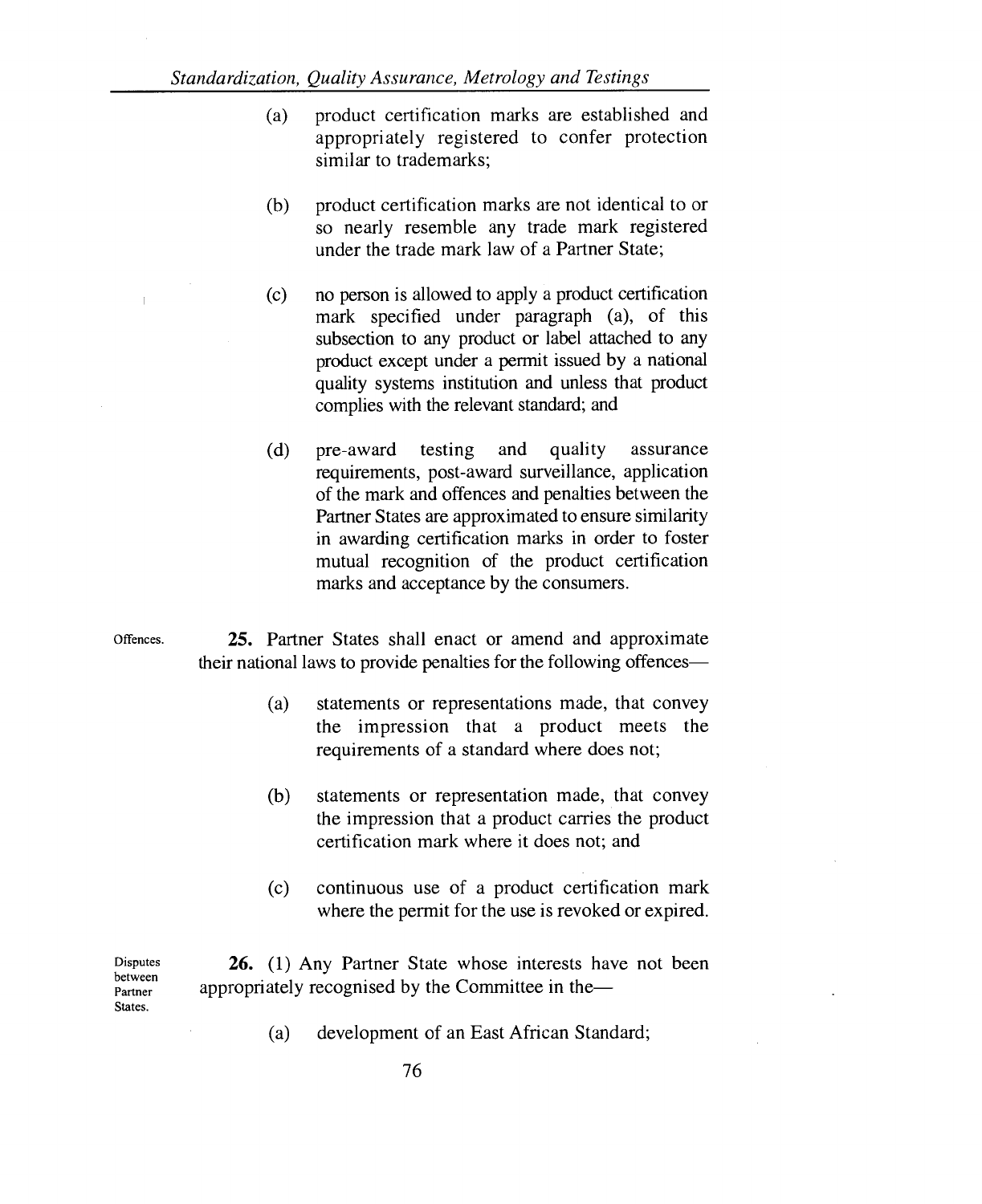(a) product certification marks are established and appropriately registered to confer protection similar to trademarks;

(b) product certification marks are not identical to or so nearly resemble any trade mark registered under the trade mark law of a Partner State;

(c) no person is allowed to apply a product certification mark specified under paragraph (a), of this subsection to any product or label attached to any product except under a permit issued by a national quality systems institution and unless that product complies with the relevant standard; and

(d) pre-award testing and quality assurance requirements, post-award surveillance, application of the mark and offences and penalties between the Partner States are approximated to ensure similarity in awarding certification marks in order to foster mutual recognition of the product certification marks and acceptance by the consumers.

Offences.

**25.** Partner States shall enact or amend and approximate their national laws to provide penalties for the following offences—

(a) statements or representations made, that convey the impression that a product meets the requirements of a standard where does not;

(b) statements or representation made, that convey the impression that a product carries the product certification mark where it does not; and

(c) continuous use of a product certification mark where the permit for the use is revoked or expired.

Disputes between Partner States.

**26.** (1) Any Partner State whose interests have not been appropriately recognised by the Committee in the—

(a) development of an East African Standard;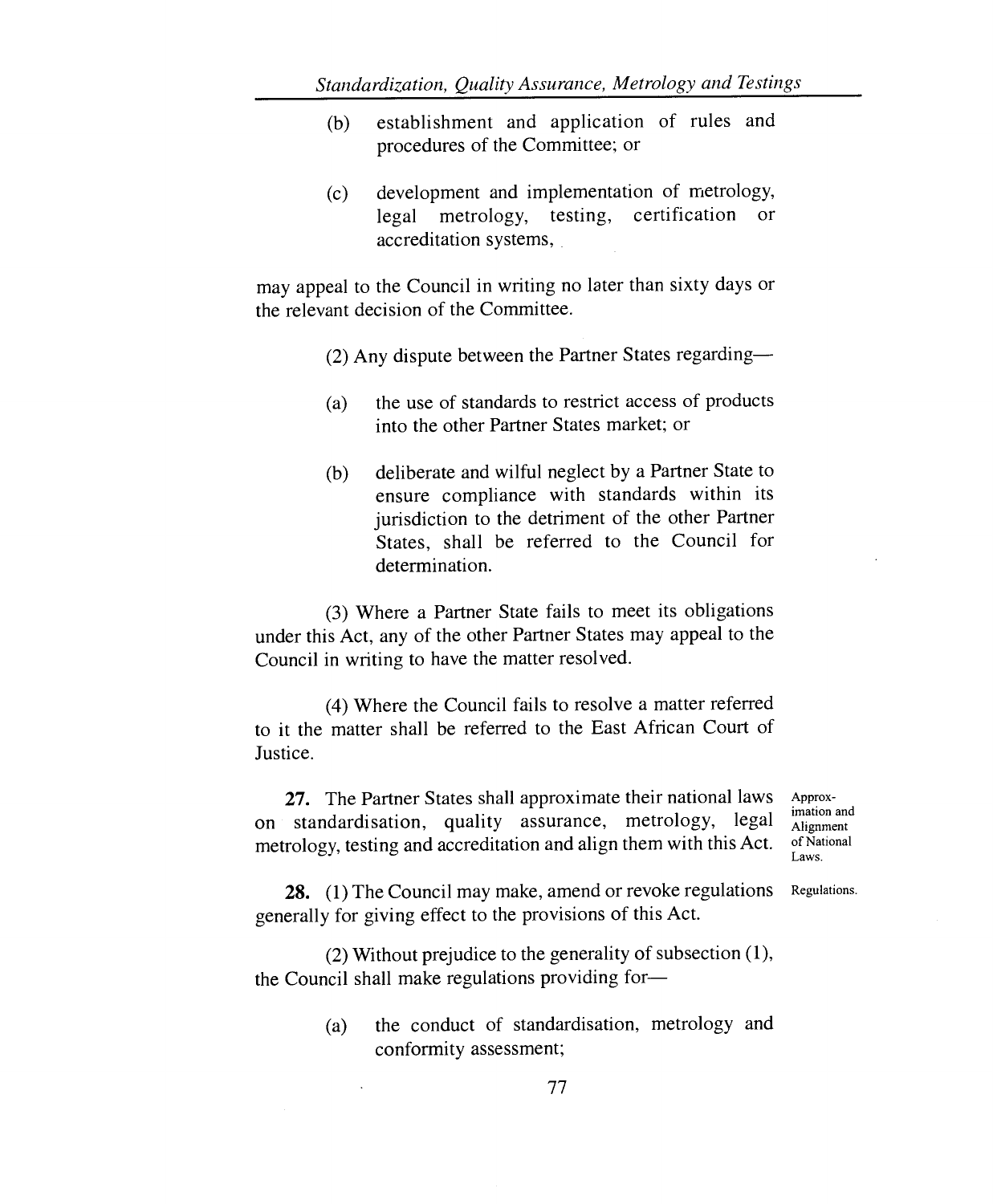(b) establishment and application of rules and procedures of the Committee; or

(c) development and implementation of metrology, legal metrology, testing, certification or accreditation systems,

may appeal to the Council in writing no later than sixty days or the relevant decision of the Committee.

(2) Any dispute between the Partner States regarding—

(a) the use of standards to restrict access of products into the other Partner States market; or

(b) deliberate and wilful neglect by a Partner State to ensure compliance with standards within its jurisdiction to the detriment of the other Partner States, shall be referred to the Council for determination.

(3) Where a Partner State fails to meet its obligations under this Act, any of the other Partner States may appeal to the Council in writing to have the matter resolved.

(4) Where the Council fails to resolve a matter referred to it the matter shall be referred to the East African Court of Justice.

**27.** The Partner States shall approximate their national laws on standardisation, quality assurance, metrology, legal metrology, testing and accreditation and align them with this Act.

Approximation and Alignment of National Laws.

**28.** (1) The Council may make, amend or revoke regulations generally for giving effect to the provisions of this Act.

Regulations.

(2) Without prejudice to the generality of subsection (1), the Council shall make regulations providing for—

(a) the conduct of standardisation, metrology and conformity assessment;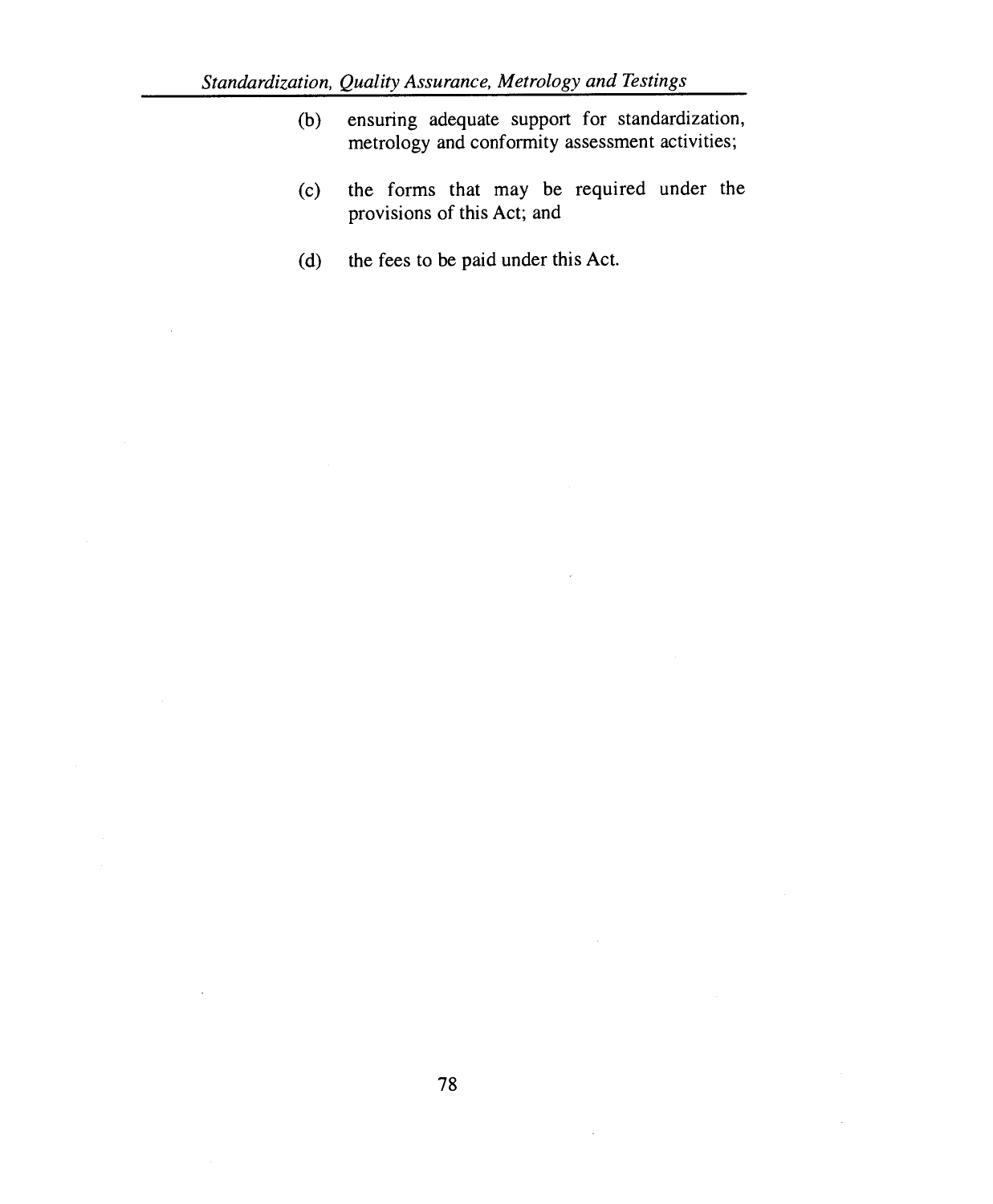(b) ensuring adequate support for standardization, metrology and conformity assessment activities;

(c) the forms that may be required under the provisions of this Act; and

(d) the fees to be paid under this Act.